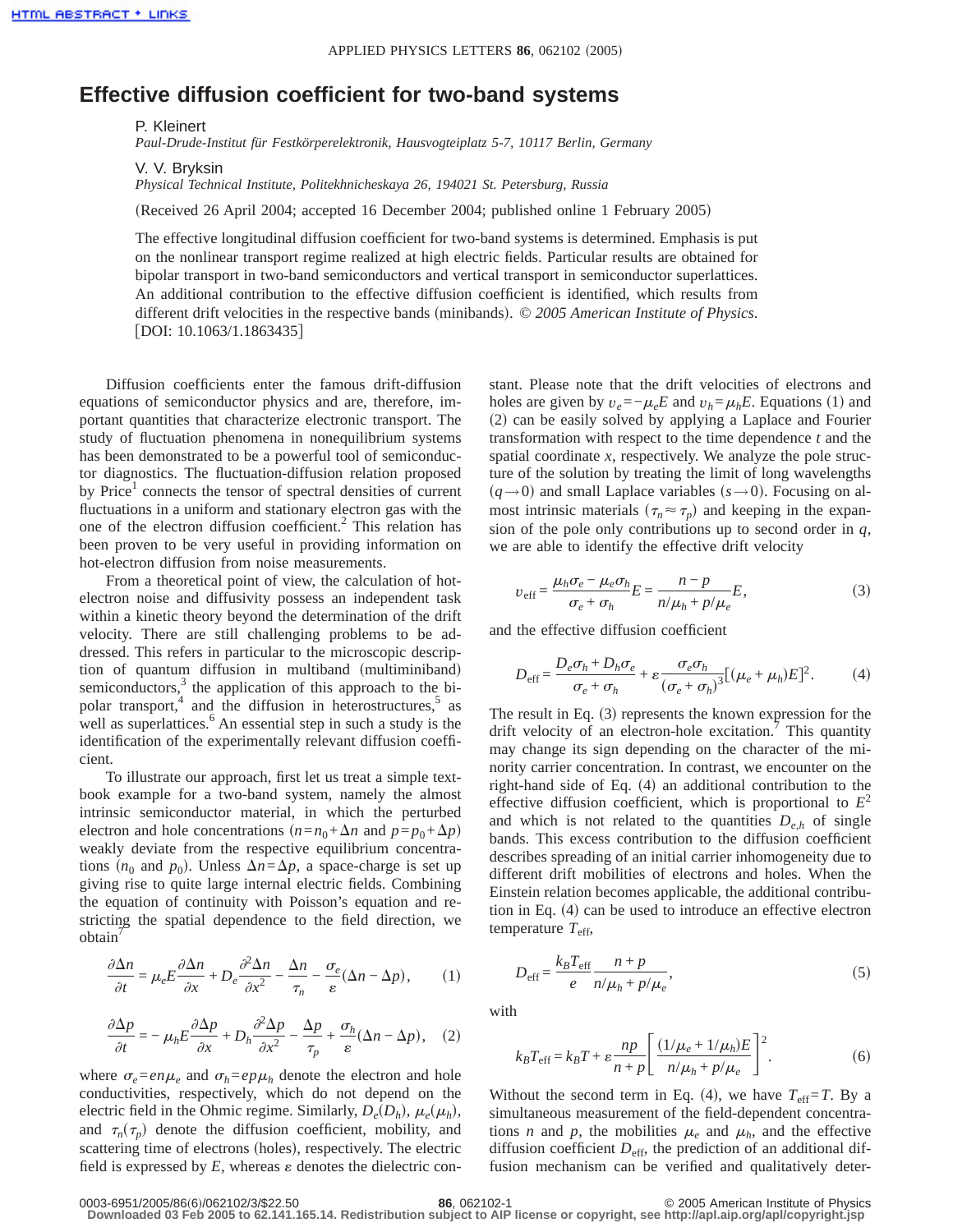# Effective diffusion coefficient for two-band systems

P. Kleinert
*Paul-Drude-Institut für Festkörperelektronik, Hausvogteiplatz 5-7, 10117 Berlin, Germany*

V. V. Bryksin
*Physical Technical Institute, Politekhnicheskaya 26, 194021 St. Petersburg, Russia*

(Received 26 April 2004; accepted 16 December 2004; published online 1 February 2005)

The effective longitudinal diffusion coefficient for two-band systems is determined. Emphasis is put on the nonlinear transport regime realized at high electric fields. Particular results are obtained for bipolar transport in two-band semiconductors and vertical transport in semiconductor superlattices. An additional contribution to the effective diffusion coefficient is identified, which results from different drift velocities in the respective bands (minibands). *© 2005 American Institute of Physics.* [DOI: 10.1063/1.1863435]

Diffusion coefficients enter the famous drift-diffusion equations of semiconductor physics and are, therefore, important quantities that characterize electronic transport. The study of fluctuation phenomena in nonequilibrium systems has been demonstrated to be a powerful tool of semiconductor diagnostics. The fluctuation-diffusion relation proposed by Price[1] connects the tensor of spectral densities of current fluctuations in a uniform and stationary electron gas with the one of the electron diffusion coefficient.[2] This relation has been proven to be very useful in providing information on hot-electron diffusion from noise measurements.

From a theoretical point of view, the calculation of hot-electron noise and diffusivity possess an independent task within a kinetic theory beyond the determination of the drift velocity. There are still challenging problems to be addressed. This refers in particular to the microscopic description of quantum diffusion in multiband (multiminiband) semiconductors,[3] the application of this approach to the bipolar transport,[4] and the diffusion in heterostructures,[5] as well as superlattices.[6] An essential step in such a study is the identification of the experimentally relevant diffusion coefficient.

To illustrate our approach, first let us treat a simple textbook example for a two-band system, namely the almost intrinsic semiconductor material, in which the perturbed electron and hole concentrations ($n=n_0+\Delta n$ and $p=p_0+\Delta p$) weakly deviate from the respective equilibrium concentrations ($n_0$ and $p_0$). Unless $\Delta n=\Delta p$, a space-charge is set up giving rise to quite large internal electric fields. Combining the equation of continuity with Poisson's equation and restricting the spatial dependence to the field direction, we obtain[7]

$$\frac{\partial \Delta n}{\partial t} = \mu_e E \frac{\partial \Delta n}{\partial x} + D_e \frac{\partial^2 \Delta n}{\partial x^2} - \frac{\Delta n}{\tau_n} - \frac{\sigma_e}{\varepsilon}(\Delta n - \Delta p), \tag{1}$$

$$\frac{\partial \Delta p}{\partial t} = -\mu_h E \frac{\partial \Delta p}{\partial x} + D_h \frac{\partial^2 \Delta p}{\partial x^2} - \frac{\Delta p}{\tau_p} + \frac{\sigma_h}{\varepsilon}(\Delta n - \Delta p), \tag{2}$$

where $\sigma_e = en\mu_e$ and $\sigma_h = ep\mu_h$ denote the electron and hole conductivities, respectively, which do not depend on the electric field in the Ohmic regime. Similarly, $D_e(D_h)$, $\mu_e(\mu_h)$, and $\tau_n(\tau_p)$ denote the diffusion coefficient, mobility, and scattering time of electrons (holes), respectively. The electric field is expressed by $E$, whereas $\varepsilon$ denotes the dielectric constant. Please note that the drift velocities of electrons and holes are given by $v_e=-\mu_e E$ and $v_h=\mu_h E$. Equations (1) and (2) can be easily solved by applying a Laplace and Fourier transformation with respect to the time dependence $t$ and the spatial coordinate $x$, respectively. We analyze the pole structure of the solution by treating the limit of long wavelengths ($q\to 0$) and small Laplace variables ($s\to 0$). Focusing on almost intrinsic materials ($\tau_n \approx \tau_p$) and keeping in the expansion of the pole only contributions up to second order in $q$, we are able to identify the effective drift velocity

$$v_{\mathrm{eff}} = \frac{\mu_h \sigma_e - \mu_e \sigma_h}{\sigma_e + \sigma_h} E = \frac{n-p}{n/\mu_h + p/\mu_e} E, \tag{3}$$

and the effective diffusion coefficient

$$D_{\mathrm{eff}} = \frac{D_e \sigma_h + D_h \sigma_e}{\sigma_e + \sigma_h} + \varepsilon \frac{\sigma_e \sigma_h}{(\sigma_e + \sigma_h)^3} [(\mu_e + \mu_h)E]^2. \tag{4}$$

The result in Eq. (3) represents the known expression for the drift velocity of an electron-hole excitation.[7] This quantity may change its sign depending on the character of the minority carrier concentration. In contrast, we encounter on the right-hand side of Eq. (4) an additional contribution to the effective diffusion coefficient, which is proportional to $E^2$ and which is not related to the quantities $D_{e,h}$ of single bands. This excess contribution to the diffusion coefficient describes spreading of an initial carrier inhomogeneity due to different drift mobilities of electrons and holes. When the Einstein relation becomes applicable, the additional contribution in Eq. (4) can be used to introduce an effective electron temperature $T_{\mathrm{eff}}$,

$$D_{\mathrm{eff}} = \frac{k_B T_{\mathrm{eff}}}{e} \frac{n+p}{n/\mu_h + p/\mu_e}, \tag{5}$$

with

$$k_B T_{\mathrm{eff}} = k_B T + \varepsilon \frac{np}{n+p} \left[ \frac{(1/\mu_e + 1/\mu_h)E}{n/\mu_h + p/\mu_e} \right]^2. \tag{6}$$

Without the second term in Eq. (4), we have $T_{\mathrm{eff}}=T$. By a simultaneous measurement of the field-dependent concentrations $n$ and $p$, the mobilities $\mu_e$ and $\mu_h$, and the effective diffusion coefficient $D_{\mathrm{eff}}$, the prediction of an additional diffusion mechanism can be verified and qualitatively deter-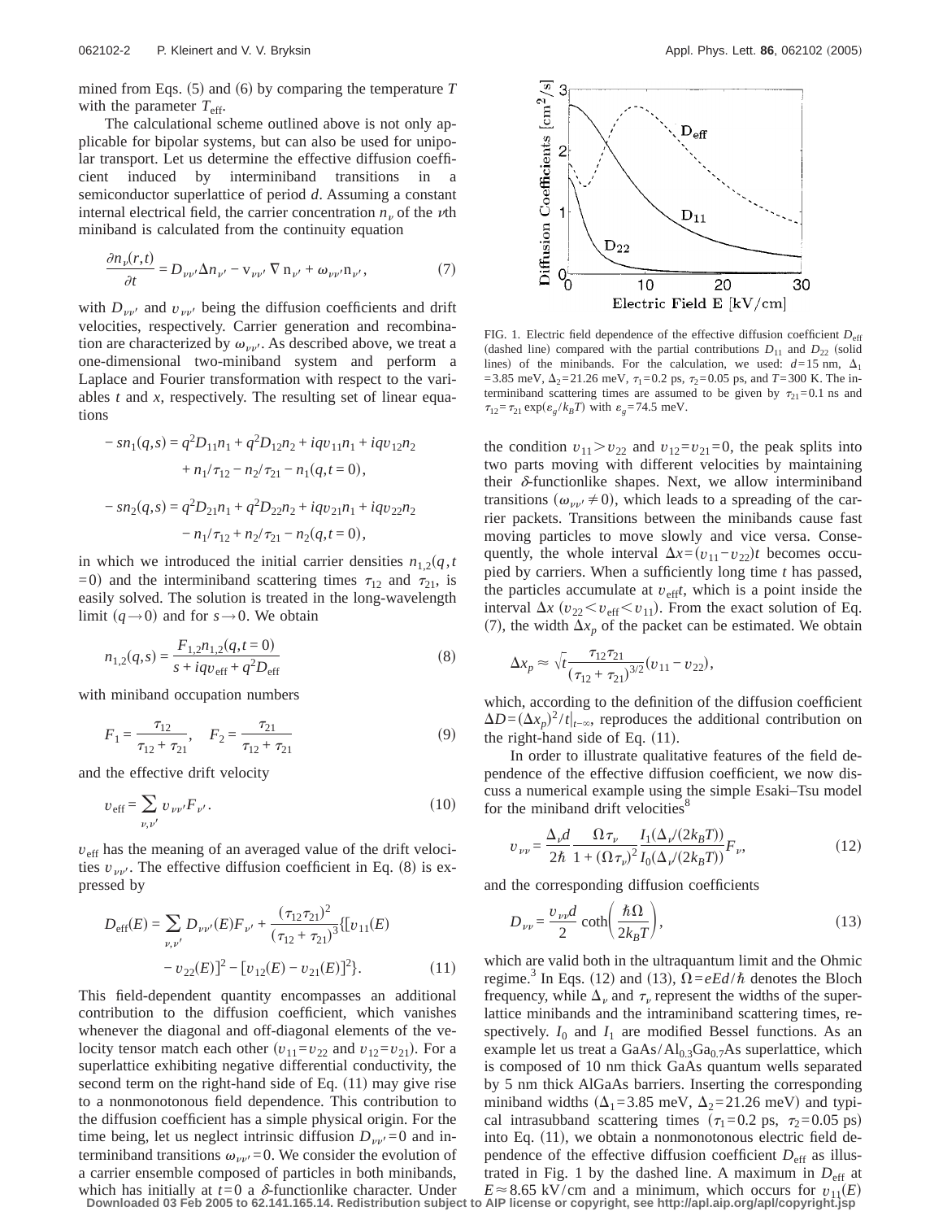mined from Eqs. (5) and (6) by comparing the temperature $T$ with the parameter $T_{\rm eff}$.

The calculational scheme outlined above is not only applicable for bipolar systems, but can also be used for unipolar transport. Let us determine the effective diffusion coefficient induced by interminiband transitions in a semiconductor superlattice of period $d$. Assuming a constant internal electrical field, the carrier concentration $n_\nu$ of the $\nu$th miniband is calculated from the continuity equation

$$\frac{\partial n_\nu(r,t)}{\partial t} = D_{\nu\nu'}\Delta n_{\nu'} - {\rm v}_{\nu\nu'}\nabla {\rm n}_{\nu'} + \omega_{\nu\nu'}{\rm n}_{\nu'}, \tag{7}$$

with $D_{\nu\nu'}$ and $v_{\nu\nu'}$ being the diffusion coefficients and drift velocities, respectively. Carrier generation and recombination are characterized by $\omega_{\nu\nu'}$. As described above, we treat a one-dimensional two-miniband system and perform a Laplace and Fourier transformation with respect to the variables $t$ and $x$, respectively. The resulting set of linear equations

$$-sn_1(q,s) = q^2D_{11}n_1 + q^2D_{12}n_2 + iqv_{11}n_1 + iqv_{12}n_2 + n_1/\tau_{12} - n_2/\tau_{21} - n_1(q,t=0),$$

$$-sn_2(q,s) = q^2D_{21}n_1 + q^2D_{22}n_2 + iqv_{21}n_1 + iqv_{22}n_2 - n_1/\tau_{12} + n_2/\tau_{21} - n_2(q,t=0),$$

in which we introduced the initial carrier densities $n_{1,2}(q,t=0)$ and the interminiband scattering times $\tau_{12}$ and $\tau_{21}$, is easily solved. The solution is treated in the long-wavelength limit $(q\to 0)$ and for $s\to 0$. We obtain

$$n_{1,2}(q,s) = \frac{F_{1,2}n_{1,2}(q,t=0)}{s + iqv_{\rm eff} + q^2D_{\rm eff}} \tag{8}$$

with miniband occupation numbers

$$F_1 = \frac{\tau_{12}}{\tau_{12}+\tau_{21}}, \quad F_2 = \frac{\tau_{21}}{\tau_{12}+\tau_{21}} \tag{9}$$

and the effective drift velocity

$$v_{\rm eff} = \sum_{\nu,\nu'} v_{\nu\nu'}F_{\nu'}. \tag{10}$$

$v_{\rm eff}$ has the meaning of an averaged value of the drift velocities $v_{\nu\nu'}$. The effective diffusion coefficient in Eq. (8) is expressed by

$$D_{\rm eff}(E) = \sum_{\nu,\nu'} D_{\nu\nu'}(E)F_{\nu'} + \frac{(\tau_{12}\tau_{21})^2}{(\tau_{12}+\tau_{21})^3}\{[v_{11}(E) - v_{22}(E)]^2 - [v_{12}(E) - v_{21}(E)]^2\}. \tag{11}$$

This field-dependent quantity encompasses an additional contribution to the diffusion coefficient, which vanishes whenever the diagonal and off-diagonal elements of the velocity tensor match each other ($v_{11}=v_{22}$ and $v_{12}=v_{21}$). For a superlattice exhibiting negative differential conductivity, the second term on the right-hand side of Eq. (11) may give rise to a nonmonotonous field dependence. This contribution to the diffusion coefficient has a simple physical origin. For the time being, let us neglect intrinsic diffusion $D_{\nu\nu'}=0$ and interminiband transitions $\omega_{\nu\nu'}=0$. We consider the evolution of a carrier ensemble composed of particles in both minibands, which has initially at $t=0$ a $\delta$-functionlike character. Under the condition $v_{11}>v_{22}$ and $v_{12}=v_{21}=0$, the peak splits into two parts moving with different velocities by maintaining their $\delta$-functionlike shapes. Next, we allow interminiband transitions ($\omega_{\nu\nu'}\neq 0$), which leads to a spreading of the carrier packets. Transitions between the minibands cause fast moving particles to move slowly and vice versa. Consequently, the whole interval $\Delta x=(v_{11}-v_{22})t$ becomes occupied by carriers. When a sufficiently long time $t$ has passed, the particles accumulate at $v_{\rm eff}t$, which is a point inside the interval $\Delta x$ ($v_{22}<v_{\rm eff}<v_{11}$). From the exact solution of Eq. (7), the width $\Delta x_p$ of the packet can be estimated. We obtain

$$\Delta x_p \approx \sqrt{t}\frac{\tau_{12}\tau_{21}}{(\tau_{12}+\tau_{21})^{3/2}}(v_{11}-v_{22}),$$

which, according to the definition of the diffusion coefficient $\Delta D=(\Delta x_p)^2/t|_{t\to\infty}$, reproduces the additional contribution on the right-hand side of Eq. (11).

FIG. 1. Electric field dependence of the effective diffusion coefficient $D_{\rm eff}$ (dashed line) compared with the partial contributions $D_{11}$ and $D_{22}$ (solid lines) of the minibands. For the calculation, we used: $d=15$ nm, $\Delta_1=3.85$ meV, $\Delta_2=21.26$ meV, $\tau_1=0.2$ ps, $\tau_2=0.05$ ps, and $T=300$ K. The interminiband scattering times are assumed to be given by $\tau_{21}=0.1$ ns and $\tau_{12}=\tau_{21}\exp(\varepsilon_g/k_BT)$ with $\varepsilon_g=74.5$ meV.

In order to illustrate qualitative features of the field dependence of the effective diffusion coefficient, we now discuss a numerical example using the simple Esaki–Tsu model for the miniband drift velocities[8]

$$v_{\nu\nu} = \frac{\Delta_\nu d}{2\hbar}\frac{\Omega\tau_\nu}{1+(\Omega\tau_\nu)^2}\frac{I_1(\Delta_\nu/(2k_BT))}{I_0(\Delta_\nu/(2k_BT))}F_\nu, \tag{12}$$

and the corresponding diffusion coefficients

$$D_{\nu\nu} = \frac{v_{\nu\nu}d}{2}\coth\left(\frac{\hbar\Omega}{2k_BT}\right), \tag{13}$$

which are valid both in the ultraquantum limit and the Ohmic regime.[3] In Eqs. (12) and (13), $\Omega=eEd/\hbar$ denotes the Bloch frequency, while $\Delta_\nu$ and $\tau_\nu$ represent the widths of the superlattice minibands and the intraminiband scattering times, respectively. $I_0$ and $I_1$ are modified Bessel functions. As an example let us treat a $GaAs/Al_{0.3}Ga_{0.7}As$ superlattice, which is composed of 10 nm thick GaAs quantum wells separated by 5 nm thick AlGaAs barriers. Inserting the corresponding miniband widths ($\Delta_1=3.85$ meV, $\Delta_2=21.26$ meV) and typical intrasubband scattering times ($\tau_1=0.2$ ps, $\tau_2=0.05$ ps) into Eq. (11), we obtain a nonmonotonous electric field dependence of the effective diffusion coefficient $D_{\rm eff}$ as illustrated in Fig. 1 by the dashed line. A maximum in $D_{\rm eff}$ at $E\approx 8.65$ kV/cm and a minimum, which occurs for $v_{11}(E)$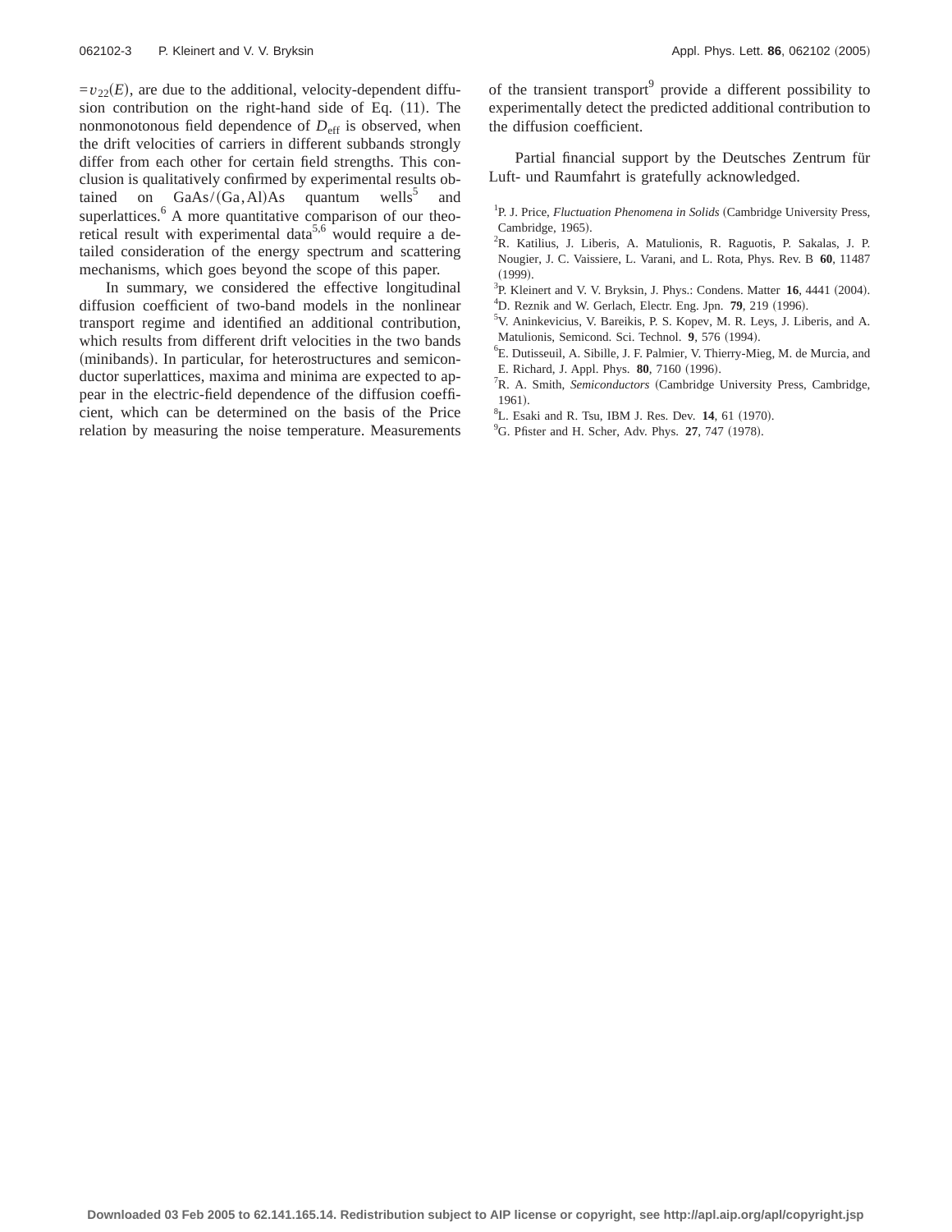$=v_{22}(E)$, are due to the additional, velocity-dependent diffusion contribution on the right-hand side of Eq. (11). The nonmonotonous field dependence of $D_{\rm eff}$ is observed, when the drift velocities of carriers in different subbands strongly differ from each other for certain field strengths. This conclusion is qualitatively confirmed by experimental results obtained on GaAs/(Ga,Al)As quantum wells[5] and superlattices.[6] A more quantitative comparison of our theoretical result with experimental data[5,6] would require a detailed consideration of the energy spectrum and scattering mechanisms, which goes beyond the scope of this paper.

In summary, we considered the effective longitudinal diffusion coefficient of two-band models in the nonlinear transport regime and identified an additional contribution, which results from different drift velocities in the two bands (minibands). In particular, for heterostructures and semiconductor superlattices, maxima and minima are expected to appear in the electric-field dependence of the diffusion coefficient, which can be determined on the basis of the Price relation by measuring the noise temperature. Measurements of the transient transport[9] provide a different possibility to experimentally detect the predicted additional contribution to the diffusion coefficient.

Partial financial support by the Deutsches Zentrum für Luft- und Raumfahrt is gratefully acknowledged.

[1] P. J. Price, *Fluctuation Phenomena in Solids* (Cambridge University Press, Cambridge, 1965).

[2] R. Katilius, J. Liberis, A. Matulionis, R. Raguotis, P. Sakalas, J. P. Nougier, J. C. Vaissiere, L. Varani, and L. Rota, Phys. Rev. B **60**, 11487 (1999).

[3] P. Kleinert and V. V. Bryksin, J. Phys.: Condens. Matter **16**, 4441 (2004).

[4] D. Reznik and W. Gerlach, Electr. Eng. Jpn. **79**, 219 (1996).

[5] V. Aninkevicius, V. Bareikis, P. S. Kopev, M. R. Leys, J. Liberis, and A. Matulionis, Semicond. Sci. Technol. **9**, 576 (1994).

[6] E. Dutisseuil, A. Sibille, J. F. Palmier, V. Thierry-Mieg, M. de Murcia, and E. Richard, J. Appl. Phys. **80**, 7160 (1996).

[7] R. A. Smith, *Semiconductors* (Cambridge University Press, Cambridge, 1961).

[8] L. Esaki and R. Tsu, IBM J. Res. Dev. **14**, 61 (1970).

[9] G. Pfister and H. Scher, Adv. Phys. **27**, 747 (1978).